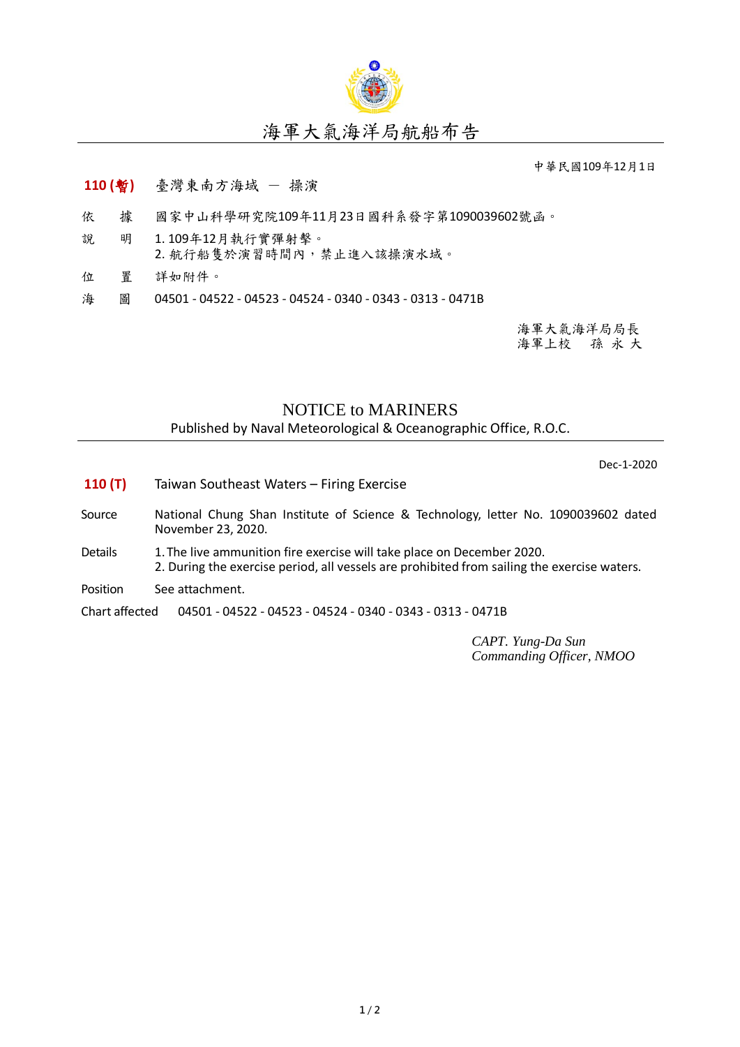# 海軍大氣海洋局航船布告

中華民國109年12月1日

**110 (暫)**　臺灣東南方海域 － 操演

依　據　國家中山科學研究院109年11月23日國科系發字第1090039602號函。

說　明　1. 109年12月執行實彈射擊。
2. 航行船隻於演習時間內，禁止進入該操演水域。

位　置　詳如附件。

海　圖　04501 - 04522 - 04523 - 04524 - 0340 - 0343 - 0313 - 0471B

海軍大氣海洋局局長
海軍上校　孫 永 大

## NOTICE to MARINERS

Published by Naval Meteorological & Oceanographic Office, R.O.C.

Dec-1-2020

**110 (T)**　Taiwan Southeast Waters – Firing Exercise

Source　National Chung Shan Institute of Science & Technology, letter No. 1090039602 dated November 23, 2020.

Details　1. The live ammunition fire exercise will take place on December 2020.
2. During the exercise period, all vessels are prohibited from sailing the exercise waters.

Position　See attachment.

Chart affected　04501 - 04522 - 04523 - 04524 - 0340 - 0343 - 0313 - 0471B

*CAPT. Yung-Da Sun*
*Commanding Officer, NMOO*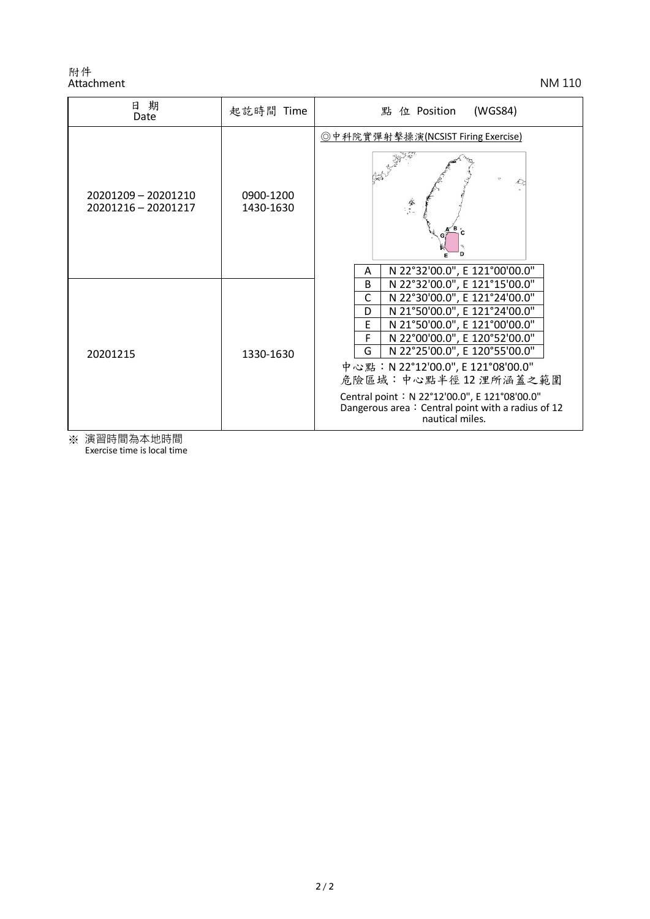附件
Attachment

NM 110

| 日 期 Date | 起訖時間 Time | 點 位 Position (WGS84) |
| --- | --- | --- |
| 20201209 – 20201210<br>20201216 – 20201217 | 0900-1200<br>1430-1630 | ◎中科院實彈射擊操演(NCSIST Firing Exercise)<br>A B C G F E D<br>A: N 22°32'00.0", E 121°00'00.0"<br>B: N 22°32'00.0", E 121°15'00.0"<br>C: N 22°30'00.0", E 121°24'00.0"<br>D: N 21°50'00.0", E 121°24'00.0"<br>E: N 21°50'00.0", E 121°00'00.0"<br>F: N 22°00'00.0", E 120°52'00.0"<br>G: N 22°25'00.0", E 120°55'00.0" |
| 20201215 | 1330-1630 | 中心點：N 22°12'00.0", E 121°08'00.0"<br>危險區域：中心點半徑 12 浬所涵蓋之範圍<br>Central point：N 22°12'00.0", E 121°08'00.0"<br>Dangerous area：Central point with a radius of 12 nautical miles. |

※ 演習時間為本地時間
Exercise time is local time